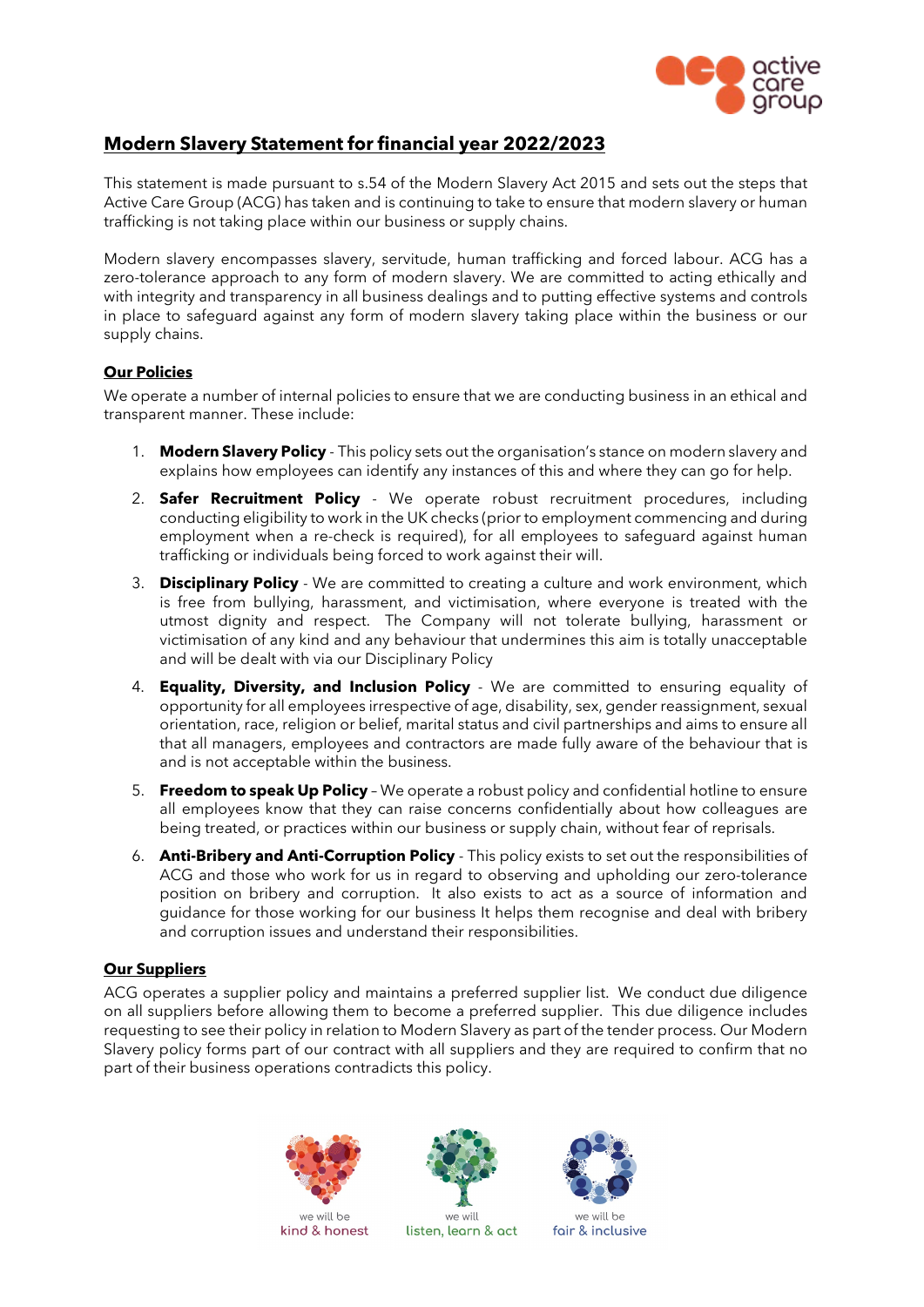## Modern Slavery Statement for financial year 2022/2023

This statement is made pursuant to s.54 of the Modern Slavery Act 2015 and sets out the steps that Active Care Group (ACG) has taken and is continuing to take to ensure that modern slavery or human trafficking is not taking place within our business or supply chains.

Modern slavery encompasses slavery, servitude, human trafficking and forced labour. ACG has a zero-tolerance approach to any form of modern slavery. We are committed to acting ethically and with integrity and transparency in all business dealings and to putting effective systems and controls in place to safeguard against any form of modern slavery taking place within the business or our supply chains.

### Our Policies

We operate a number of internal policies to ensure that we are conducting business in an ethical and transparent manner. These include:

1. **Modern Slavery Policy** - This policy sets out the organisation's stance on modern slavery and explains how employees can identify any instances of this and where they can go for help.
2. **Safer Recruitment Policy** - We operate robust recruitment procedures, including conducting eligibility to work in the UK checks (prior to employment commencing and during employment when a re-check is required), for all employees to safeguard against human trafficking or individuals being forced to work against their will.
3. **Disciplinary Policy** - We are committed to creating a culture and work environment, which is free from bullying, harassment, and victimisation, where everyone is treated with the utmost dignity and respect. The Company will not tolerate bullying, harassment or victimisation of any kind and any behaviour that undermines this aim is totally unacceptable and will be dealt with via our Disciplinary Policy
4. **Equality, Diversity, and Inclusion Policy** - We are committed to ensuring equality of opportunity for all employees irrespective of age, disability, sex, gender reassignment, sexual orientation, race, religion or belief, marital status and civil partnerships and aims to ensure all that all managers, employees and contractors are made fully aware of the behaviour that is and is not acceptable within the business.
5. **Freedom to speak Up Policy** – We operate a robust policy and confidential hotline to ensure all employees know that they can raise concerns confidentially about how colleagues are being treated, or practices within our business or supply chain, without fear of reprisals.
6. **Anti-Bribery and Anti-Corruption Policy** - This policy exists to set out the responsibilities of ACG and those who work for us in regard to observing and upholding our zero-tolerance position on bribery and corruption. It also exists to act as a source of information and guidance for those working for our business It helps them recognise and deal with bribery and corruption issues and understand their responsibilities.

### Our Suppliers

ACG operates a supplier policy and maintains a preferred supplier list. We conduct due diligence on all suppliers before allowing them to become a preferred supplier. This due diligence includes requesting to see their policy in relation to Modern Slavery as part of the tender process. Our Modern Slavery policy forms part of our contract with all suppliers and they are required to confirm that no part of their business operations contradicts this policy.

we will be kind & honest — we will listen, learn & act — we will be fair & inclusive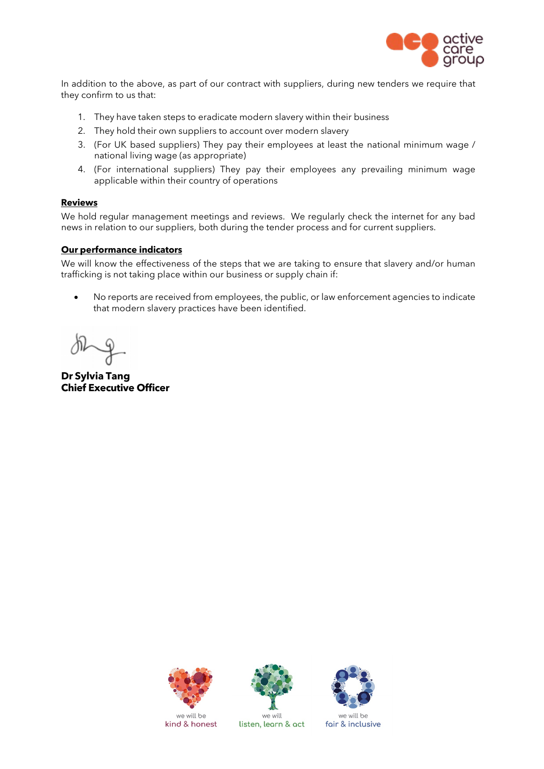In addition to the above, as part of our contract with suppliers, during new tenders we require that they confirm to us that:

1. They have taken steps to eradicate modern slavery within their business
2. They hold their own suppliers to account over modern slavery
3. (For UK based suppliers) They pay their employees at least the national minimum wage / national living wage (as appropriate)
4. (For international suppliers) They pay their employees any prevailing minimum wage applicable within their country of operations

**Reviews**

We hold regular management meetings and reviews. We regularly check the internet for any bad news in relation to our suppliers, both during the tender process and for current suppliers.

**Our performance indicators**

We will know the effectiveness of the steps that we are taking to ensure that slavery and/or human trafficking is not taking place within our business or supply chain if:

- No reports are received from employees, the public, or law enforcement agencies to indicate that modern slavery practices have been identified.

**Dr Sylvia Tang**
**Chief Executive Officer**

we will be
kind & honest

we will
listen, learn & act

we will be
fair & inclusive